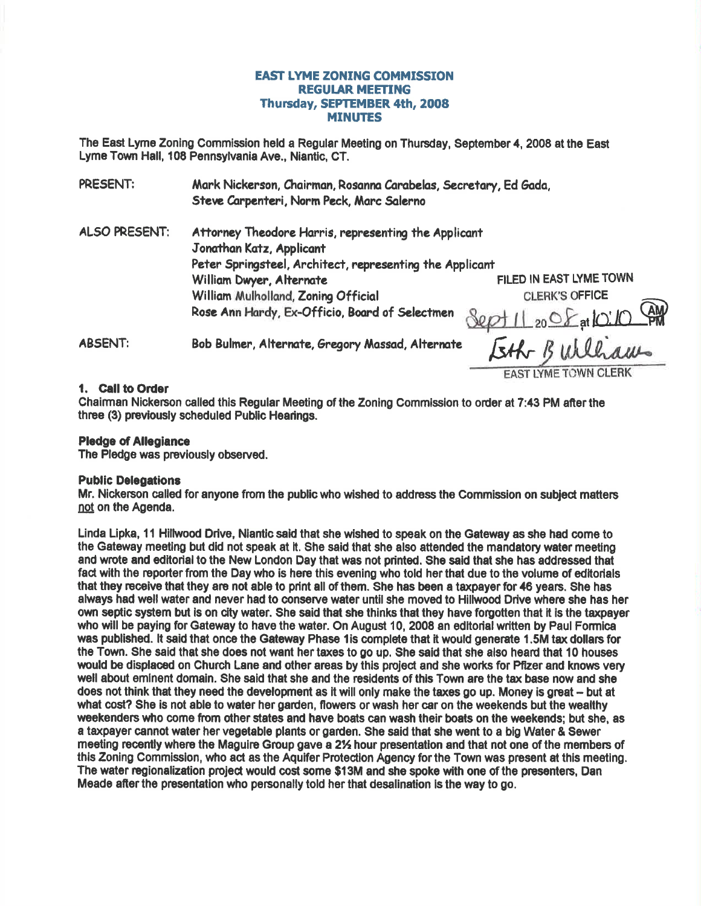# EAST LYME ZONING COMMISSION
## REGULAR MEETING
## Thursday, SEPTEMBER 4th, 2008
## MINUTES

The East Lyme Zoning Commission held a Regular Meeting on Thursday, September 4, 2008 at the East Lyme Town Hall, 108 Pennsylvania Ave., Niantic, CT.

PRESENT: Mark Nickerson, Chairman, Rosanna Carabelas, Secretary, Ed Gada, Steve Carpenteri, Norm Peck, Marc Salerno

ALSO PRESENT: Attorney Theodore Harris, representing the Applicant
Jonathan Katz, Applicant
Peter Springsteel, Architect, representing the Applicant
William Dwyer, Alternate
William Mulholland, Zoning Official
Rose Ann Hardy, Ex-Officio, Board of Selectmen

FILED IN EAST LYME TOWN CLERK'S OFFICE
Sept 11 20 08 at 10:10 AM
Esther B Williams
EAST LYME TOWN CLERK

ABSENT: Bob Bulmer, Alternate, Gregory Massad, Alternate

**1. Call to Order**
Chairman Nickerson called this Regular Meeting of the Zoning Commission to order at 7:43 PM after the three (3) previously scheduled Public Hearings.

**Pledge of Allegiance**
The Pledge was previously observed.

**Public Delegations**
Mr. Nickerson called for anyone from the public who wished to address the Commission on subject matters not on the Agenda.

Linda Lipka, 11 Hillwood Drive, Niantic said that she wished to speak on the Gateway as she had come to the Gateway meeting but did not speak at it. She said that she also attended the mandatory water meeting and wrote and editorial to the New London Day that was not printed. She said that she has addressed that fact with the reporter from the Day who is here this evening who told her that due to the volume of editorials that they receive that they are not able to print all of them. She has been a taxpayer for 46 years. She has always had well water and never had to conserve water until she moved to Hillwood Drive where she has her own septic system but is on city water. She said that she thinks that they have forgotten that it is the taxpayer who will be paying for Gateway to have the water. On August 10, 2008 an editorial written by Paul Formica was published. It said that once the Gateway Phase 1is complete that it would generate 1.5M tax dollars for the Town. She said that she does not want her taxes to go up. She said that she also heard that 10 houses would be displaced on Church Lane and other areas by this project and she works for Pfizer and knows very well about eminent domain. She said that she and the residents of this Town are the tax base now and she does not think that they need the development as it will only make the taxes go up. Money is great – but at what cost? She is not able to water her garden, flowers or wash her car on the weekends but the wealthy weekenders who come from other states and have boats can wash their boats on the weekends; but she, as a taxpayer cannot water her vegetable plants or garden. She said that she went to a big Water & Sewer meeting recently where the Maguire Group gave a 2½ hour presentation and that not one of the members of this Zoning Commission, who act as the Aquifer Protection Agency for the Town was present at this meeting. The water regionalization project would cost some $13M and she spoke with one of the presenters, Dan Meade after the presentation who personally told her that desalination is the way to go.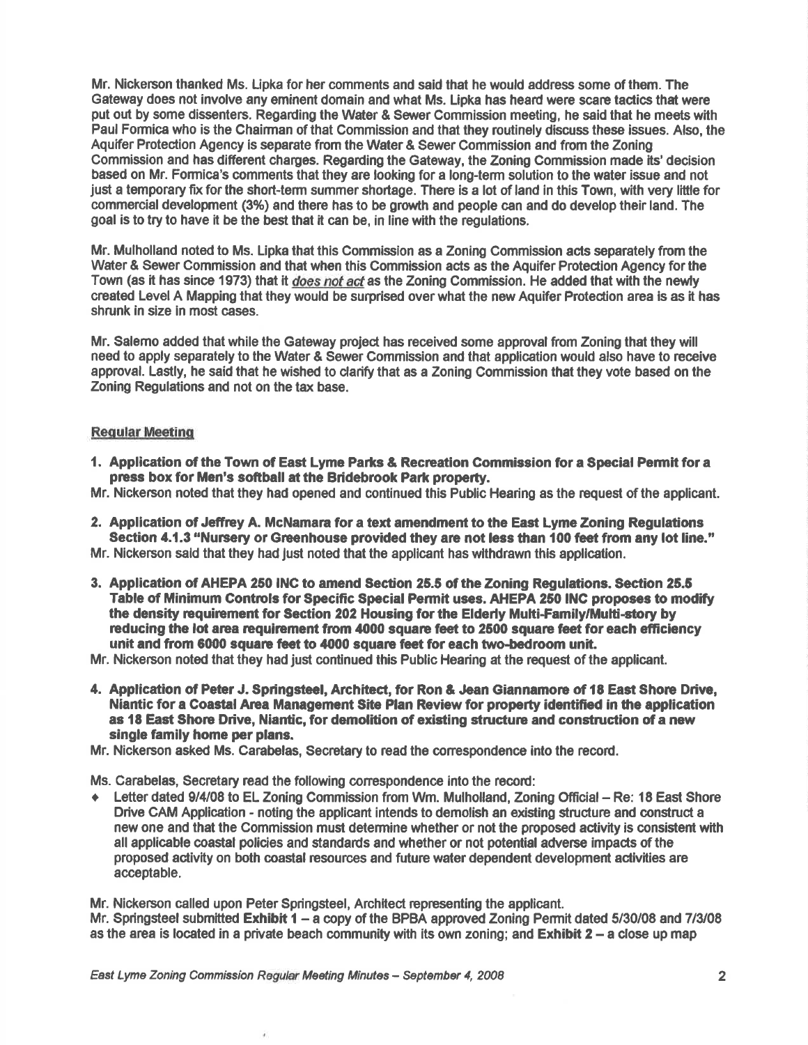Mr. Nickerson thanked Ms. Lipka for her comments and said that he would address some of them. The Gateway does not involve any eminent domain and what Ms. Lipka has heard were scare tactics that were put out by some dissenters. Regarding the Water & Sewer Commission meeting, he said that he meets with Paul Formica who is the Chairman of that Commission and that they routinely discuss these issues. Also, the Aquifer Protection Agency is separate from the Water & Sewer Commission and from the Zoning Commission and has different charges. Regarding the Gateway, the Zoning Commission made its' decision based on Mr. Formica's comments that they are looking for a long-term solution to the water issue and not just a temporary fix for the short-term summer shortage. There is a lot of land in this Town, with very little for commercial development (3%) and there has to be growth and people can and do develop their land. The goal is to try to have it be the best that it can be, in line with the regulations.

Mr. Mulholland noted to Ms. Lipka that this Commission as a Zoning Commission acts separately from the Water & Sewer Commission and that when this Commission acts as the Aquifer Protection Agency for the Town (as it has since 1973) that it *does not act* as the Zoning Commission. He added that with the newly created Level A Mapping that they would be surprised over what the new Aquifer Protection area is as it has shrunk in size in most cases.

Mr. Salemo added that while the Gateway project has received some approval from Zoning that they will need to apply separately to the Water & Sewer Commission and that application would also have to receive approval. Lastly, he said that he wished to clarify that as a Zoning Commission that they vote based on the Zoning Regulations and not on the tax base.

## Regular Meeting

1. **Application of the Town of East Lyme Parks & Recreation Commission for a Special Permit for a press box for Men's softball at the Bridebrook Park property.**

Mr. Nickerson noted that they had opened and continued this Public Hearing as the request of the applicant.

2. **Application of Jeffrey A. McNamara for a text amendment to the East Lyme Zoning Regulations Section 4.1.3 "Nursery or Greenhouse provided they are not less than 100 feet from any lot line."**

Mr. Nickerson said that they had just noted that the applicant has withdrawn this application.

3. **Application of AHEPA 250 INC to amend Section 25.5 of the Zoning Regulations. Section 25.5 Table of Minimum Controls for Specific Special Permit uses. AHEPA 250 INC proposes to modify the density requirement for Section 202 Housing for the Elderly Multi-Family/Multi-story by reducing the lot area requirement from 4000 square feet to 2500 square feet for each efficiency unit and from 6000 square feet to 4000 square feet for each two-bedroom unit.**

Mr. Nickerson noted that they had just continued this Public Hearing at the request of the applicant.

4. **Application of Peter J. Springsteel, Architect, for Ron & Jean Giannamore of 18 East Shore Drive, Niantic for a Coastal Area Management Site Plan Review for property identified in the application as 18 East Shore Drive, Niantic, for demolition of existing structure and construction of a new single family home per plans.**

Mr. Nickerson asked Ms. Carabelas, Secretary to read the correspondence into the record.

Ms. Carabelas, Secretary read the following correspondence into the record:

- Letter dated 9/4/08 to EL Zoning Commission from Wm. Mulholland, Zoning Official – Re: 18 East Shore Drive CAM Application - noting the applicant intends to demolish an existing structure and construct a new one and that the Commission must determine whether or not the proposed activity is consistent with all applicable coastal policies and standards and whether or not potential adverse impacts of the proposed activity on both coastal resources and future water dependent development activities are acceptable.

Mr. Nickerson called upon Peter Springsteel, Architect representing the applicant.
Mr. Springsteel submitted **Exhibit 1** – a copy of the BPBA approved Zoning Permit dated 5/30/08 and 7/3/08 as the area is located in a private beach community with its own zoning; and **Exhibit 2** – a close up map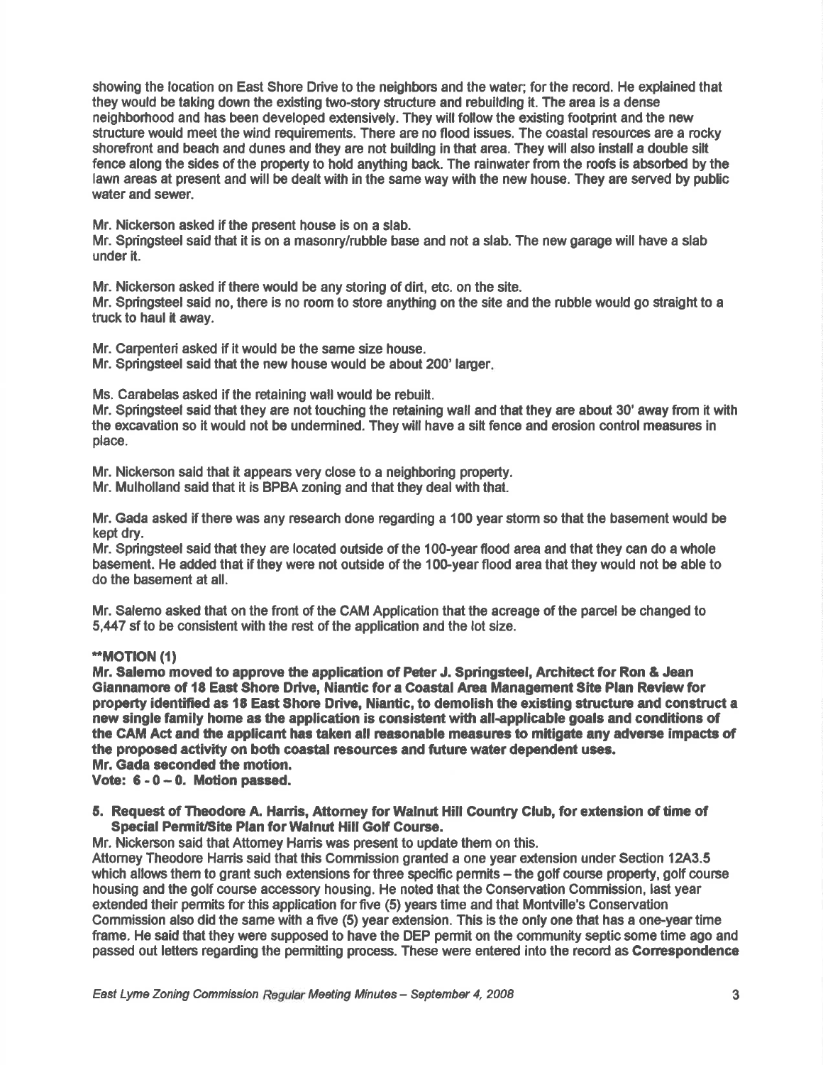showing the location on East Shore Drive to the neighbors and the water; for the record. He explained that they would be taking down the existing two-story structure and rebuilding it. The area is a dense neighborhood and has been developed extensively. They will follow the existing footprint and the new structure would meet the wind requirements. There are no flood issues. The coastal resources are a rocky shorefront and beach and dunes and they are not building in that area. They will also install a double silt fence along the sides of the property to hold anything back. The rainwater from the roofs is absorbed by the lawn areas at present and will be dealt with in the same way with the new house. They are served by public water and sewer.

Mr. Nickerson asked if the present house is on a slab.
Mr. Springsteel said that it is on a masonry/rubble base and not a slab. The new garage will have a slab under it.

Mr. Nickerson asked if there would be any storing of dirt, etc. on the site.
Mr. Springsteel said no, there is no room to store anything on the site and the rubble would go straight to a truck to haul it away.

Mr. Carpenteri asked if it would be the same size house.
Mr. Springsteel said that the new house would be about 200' larger.

Ms. Carabelas asked if the retaining wall would be rebuilt.
Mr. Springsteel said that they are not touching the retaining wall and that they are about 30' away from it with the excavation so it would not be undermined. They will have a silt fence and erosion control measures in place.

Mr. Nickerson said that it appears very close to a neighboring property.
Mr. Mulholland said that it is BPBA zoning and that they deal with that.

Mr. Gada asked if there was any research done regarding a 100 year storm so that the basement would be kept dry.
Mr. Springsteel said that they are located outside of the 100-year flood area and that they can do a whole basement. He added that if they were not outside of the 100-year flood area that they would not be able to do the basement at all.

Mr. Salerno asked that on the front of the CAM Application that the acreage of the parcel be changed to 5,447 sf to be consistent with the rest of the application and the lot size.

**\*\*MOTION (1)**
**Mr. Salerno moved to approve the application of Peter J. Springsteel, Architect for Ron & Jean Giannamore of 18 East Shore Drive, Niantic for a Coastal Area Management Site Plan Review for property identified as 18 East Shore Drive, Niantic, to demolish the existing structure and construct a new single family home as the application is consistent with all-applicable goals and conditions of the CAM Act and the applicant has taken all reasonable measures to mitigate any adverse impacts of the proposed activity on both coastal resources and future water dependent uses.**
**Mr. Gada seconded the motion.**
**Vote: 6 - 0 – 0. Motion passed.**

**5. Request of Theodore A. Harris, Attorney for Walnut Hill Country Club, for extension of time of Special Permit/Site Plan for Walnut Hill Golf Course.**

Mr. Nickerson said that Attorney Harris was present to update them on this.
Attorney Theodore Harris said that this Commission granted a one year extension under Section 12A3.5 which allows them to grant such extensions for three specific permits – the golf course property, golf course housing and the golf course accessory housing. He noted that the Conservation Commission, last year extended their permits for this application for five (5) years time and that Montville's Conservation Commission also did the same with a five (5) year extension. This is the only one that has a one-year time frame. He said that they were supposed to have the DEP permit on the community septic some time ago and passed out letters regarding the permitting process. These were entered into the record as **Correspondence**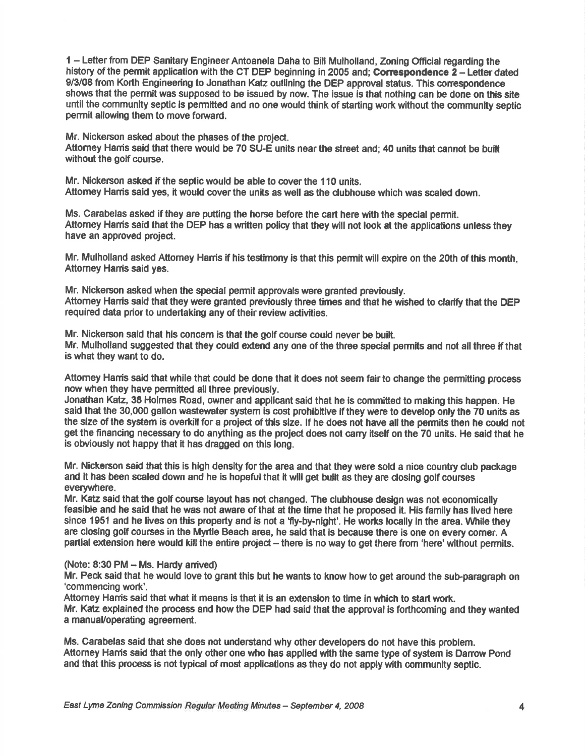1 – Letter from DEP Sanitary Engineer Antoanela Daha to Bill Mulholland, Zoning Official regarding the history of the permit application with the CT DEP beginning in 2005 and; **Correspondence 2** – Letter dated 9/3/08 from Korth Engineering to Jonathan Katz outlining the DEP approval status. This correspondence shows that the permit was supposed to be issued by now. The issue is that nothing can be done on this site until the community septic is permitted and no one would think of starting work without the community septic permit allowing them to move forward.

Mr. Nickerson asked about the phases of the project.
Attorney Harris said that there would be 70 SU-E units near the street and; 40 units that cannot be built without the golf course.

Mr. Nickerson asked if the septic would be able to cover the 110 units.
Attorney Harris said yes, it would cover the units as well as the clubhouse which was scaled down.

Ms. Carabelas asked if they are putting the horse before the cart here with the special permit.
Attorney Harris said that the DEP has a written policy that they will not look at the applications unless they have an approved project.

Mr. Mulholland asked Attorney Harris if his testimony is that this permit will expire on the 20th of this month.
Attorney Harris said yes.

Mr. Nickerson asked when the special permit approvals were granted previously.
Attorney Harris said that they were granted previously three times and that he wished to clarify that the DEP required data prior to undertaking any of their review activities.

Mr. Nickerson said that his concern is that the golf course could never be built.
Mr. Mulholland suggested that they could extend any one of the three special permits and not all three if that is what they want to do.

Attorney Harris said that while that could be done that it does not seem fair to change the permitting process now when they have permitted all three previously.
Jonathan Katz, 38 Holmes Road, owner and applicant said that he is committed to making this happen. He said that the 30,000 gallon wastewater system is cost prohibitive if they were to develop only the 70 units as the size of the system is overkill for a project of this size. If he does not have all the permits then he could not get the financing necessary to do anything as the project does not carry itself on the 70 units. He said that he is obviously not happy that it has dragged on this long.

Mr. Nickerson said that this is high density for the area and that they were sold a nice country club package and it has been scaled down and he is hopeful that it will get built as they are closing golf courses everywhere.
Mr. Katz said that the golf course layout has not changed. The clubhouse design was not economically feasible and he said that he was not aware of that at the time that he proposed it. His family has lived here since 1951 and he lives on this property and is not a 'fly-by-night'. He works locally in the area. While they are closing golf courses in the Myrtle Beach area, he said that is because there is one on every corner. A partial extension here would kill the entire project – there is no way to get there from 'here' without permits.

(Note: 8:30 PM – Ms. Hardy arrived)
Mr. Peck said that he would love to grant this but he wants to know how to get around the sub-paragraph on 'commencing work'.
Attorney Harris said that what it means is that it is an extension to time in which to start work.
Mr. Katz explained the process and how the DEP had said that the approval is forthcoming and they wanted a manual/operating agreement.

Ms. Carabelas said that she does not understand why other developers do not have this problem.
Attorney Harris said that the only other one who has applied with the same type of system is Darrow Pond and that this process is not typical of most applications as they do not apply with community septic.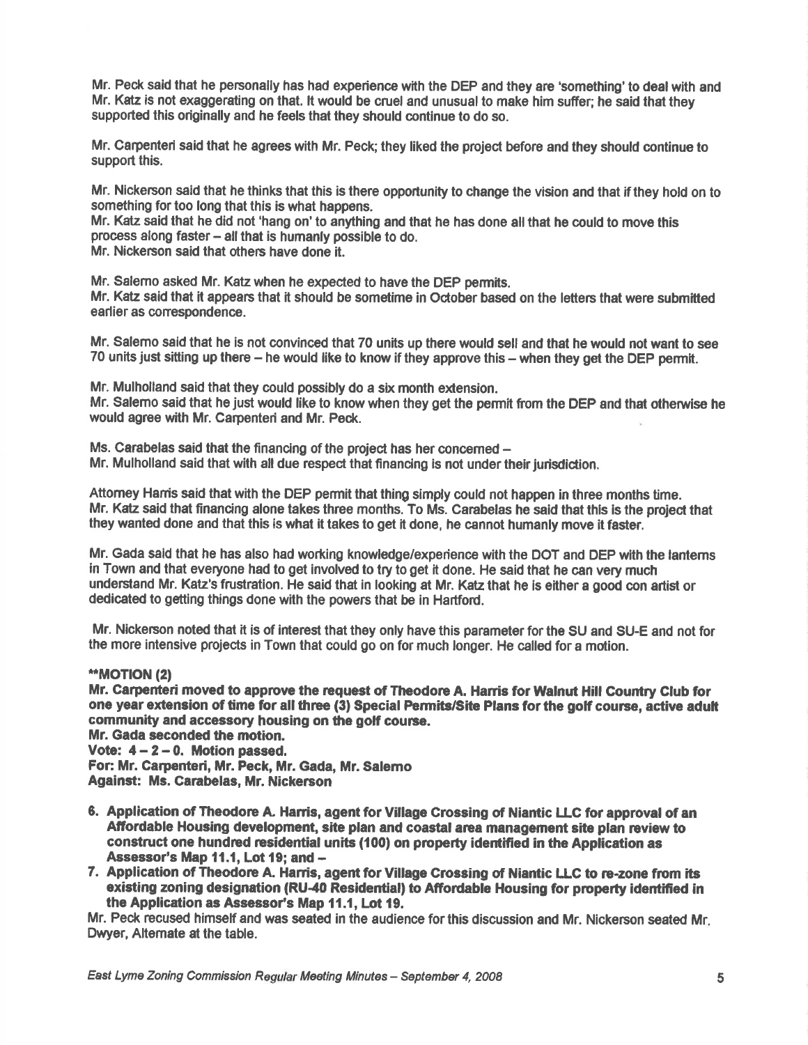Mr. Peck said that he personally has had experience with the DEP and they are 'something' to deal with and Mr. Katz is not exaggerating on that. It would be cruel and unusual to make him suffer; he said that they supported this originally and he feels that they should continue to do so.

Mr. Carpenteri said that he agrees with Mr. Peck; they liked the project before and they should continue to support this.

Mr. Nickerson said that he thinks that this is there opportunity to change the vision and that if they hold on to something for too long that this is what happens.
Mr. Katz said that he did not 'hang on' to anything and that he has done all that he could to move this process along faster – all that is humanly possible to do.
Mr. Nickerson said that others have done it.

Mr. Salerno asked Mr. Katz when he expected to have the DEP permits.
Mr. Katz said that it appears that it should be sometime in October based on the letters that were submitted earlier as correspondence.

Mr. Salerno said that he is not convinced that 70 units up there would sell and that he would not want to see 70 units just sitting up there – he would like to know if they approve this – when they get the DEP permit.

Mr. Mulholland said that they could possibly do a six month extension.
Mr. Salerno said that he just would like to know when they get the permit from the DEP and that otherwise he would agree with Mr. Carpenteri and Mr. Peck.

Ms. Carabelas said that the financing of the project has her concerned –
Mr. Mulholland said that with all due respect that financing is not under their jurisdiction.

Attorney Harris said that with the DEP permit that thing simply could not happen in three months time.
Mr. Katz said that financing alone takes three months. To Ms. Carabelas he said that this is the project that they wanted done and that this is what it takes to get it done, he cannot humanly move it faster.

Mr. Gada said that he has also had working knowledge/experience with the DOT and DEP with the lanterns in Town and that everyone had to get involved to try to get it done. He said that he can very much understand Mr. Katz's frustration. He said that in looking at Mr. Katz that he is either a good con artist or dedicated to getting things done with the powers that be in Hartford.

Mr. Nickerson noted that it is of interest that they only have this parameter for the SU and SU-E and not for the more intensive projects in Town that could go on for much longer. He called for a motion.

****MOTION (2)**

**Mr. Carpenteri moved to approve the request of Theodore A. Harris for Walnut Hill Country Club for one year extension of time for all three (3) Special Permits/Site Plans for the golf course, active adult community and accessory housing on the golf course.**
**Mr. Gada seconded the motion.**
**Vote: 4 – 2 – 0. Motion passed.**
**For: Mr. Carpenteri, Mr. Peck, Mr. Gada, Mr. Salerno**
**Against: Ms. Carabelas, Mr. Nickerson**

6. **Application of Theodore A. Harris, agent for Village Crossing of Niantic LLC for approval of an Affordable Housing development, site plan and coastal area management site plan review to construct one hundred residential units (100) on property identified in the Application as Assessor's Map 11.1, Lot 19; and –**
7. **Application of Theodore A. Harris, agent for Village Crossing of Niantic LLC to re-zone from its existing zoning designation (RU-40 Residential) to Affordable Housing for property identified in the Application as Assessor's Map 11.1, Lot 19.**

Mr. Peck recused himself and was seated in the audience for this discussion and Mr. Nickerson seated Mr. Dwyer, Alternate at the table.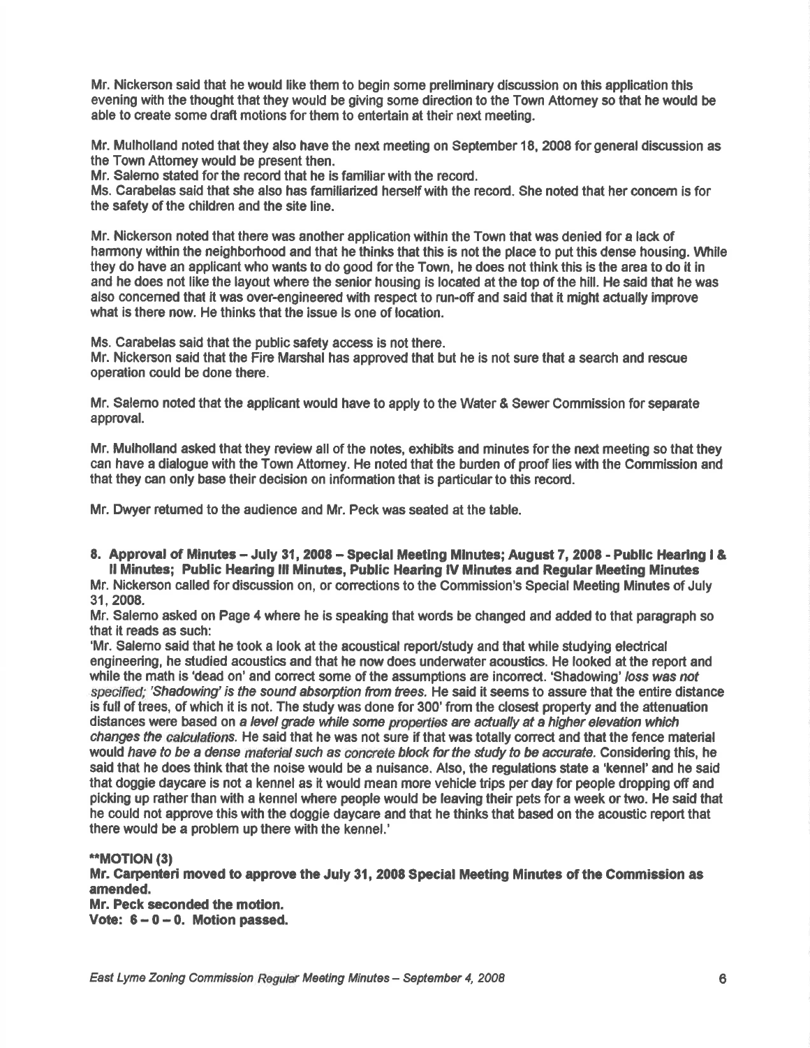Mr. Nickerson said that he would like them to begin some preliminary discussion on this application this evening with the thought that they would be giving some direction to the Town Attorney so that he would be able to create some draft motions for them to entertain at their next meeting.

Mr. Mulholland noted that they also have the next meeting on September 18, 2008 for general discussion as the Town Attorney would be present then.
Mr. Salerno stated for the record that he is familiar with the record.
Ms. Carabelas said that she also has familiarized herself with the record. She noted that her concern is for the safety of the children and the site line.

Mr. Nickerson noted that there was another application within the Town that was denied for a lack of harmony within the neighborhood and that he thinks that this is not the place to put this dense housing. While they do have an applicant who wants to do good for the Town, he does not think this is the area to do it in and he does not like the layout where the senior housing is located at the top of the hill. He said that he was also concerned that it was over-engineered with respect to run-off and said that it might actually improve what is there now. He thinks that the issue is one of location.

Ms. Carabelas said that the public safety access is not there.
Mr. Nickerson said that the Fire Marshal has approved that but he is not sure that a search and rescue operation could be done there.

Mr. Salerno noted that the applicant would have to apply to the Water & Sewer Commission for separate approval.

Mr. Mulholland asked that they review all of the notes, exhibits and minutes for the next meeting so that they can have a dialogue with the Town Attorney. He noted that the burden of proof lies with the Commission and that they can only base their decision on information that is particular to this record.

Mr. Dwyer returned to the audience and Mr. Peck was seated at the table.

**8. Approval of Minutes – July 31, 2008 – Special Meeting Minutes; August 7, 2008 - Public Hearing I & II Minutes; Public Hearing III Minutes, Public Hearing IV Minutes and Regular Meeting Minutes**

Mr. Nickerson called for discussion on, or corrections to the Commission's Special Meeting Minutes of July 31, 2008.
Mr. Salerno asked on Page 4 where he is speaking that words be changed and added to that paragraph so that it reads as such:
'Mr. Salerno said that he took a look at the acoustical report/study and that while studying electrical engineering, he studied acoustics and that he now does underwater acoustics. He looked at the report and while the math is 'dead on' and correct some of the assumptions are incorrect. 'Shadowing' *loss was not specified; 'Shadowing' is the sound absorption from trees.* He said it seems to assure that the entire distance is full of trees, of which it is not. The study was done for 300' from the closest property and the attenuation distances were based on *a level grade while some properties are actually at a higher elevation which changes the calculations.* He said that he was not sure if that was totally correct and that the fence material would *have to be a dense material such as concrete block for the study to be accurate.* Considering this, he said that he does think that the noise would be a nuisance. Also, the regulations state a 'kennel' and he said that doggie daycare is not a kennel as it would mean more vehicle trips per day for people dropping off and picking up rather than with a kennel where people would be leaving their pets for a week or two. He said that he could not approve this with the doggie daycare and that he thinks that based on the acoustic report that there would be a problem up there with the kennel.'

****MOTION (3)**
**Mr. Carpenteri moved to approve the July 31, 2008 Special Meeting Minutes of the Commission as amended.**
**Mr. Peck seconded the motion.**
**Vote: 6 – 0 – 0. Motion passed.**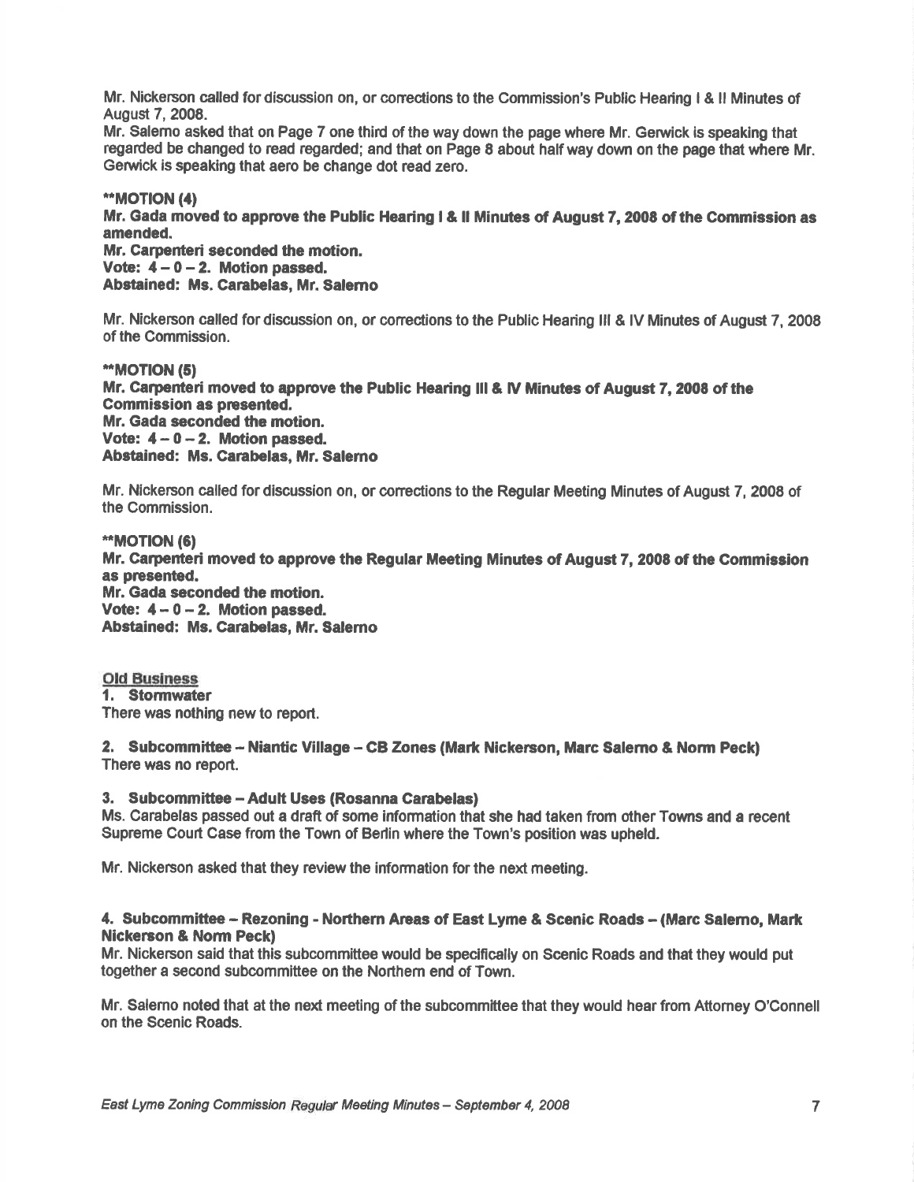Mr. Nickerson called for discussion on, or corrections to the Commission's Public Hearing I & II Minutes of August 7, 2008.

Mr. Salerno asked that on Page 7 one third of the way down the page where Mr. Gerwick is speaking that regarded be changed to read regarded; and that on Page 8 about half way down on the page that where Mr. Gerwick is speaking that aero be change dot read zero.

****MOTION (4)**
**Mr. Gada moved to approve the Public Hearing I & II Minutes of August 7, 2008 of the Commission as amended.**
**Mr. Carpenteri seconded the motion.**
**Vote: 4 – 0 – 2. Motion passed.**
**Abstained: Ms. Carabelas, Mr. Salerno**

Mr. Nickerson called for discussion on, or corrections to the Public Hearing III & IV Minutes of August 7, 2008 of the Commission.

****MOTION (5)**
**Mr. Carpenteri moved to approve the Public Hearing III & IV Minutes of August 7, 2008 of the Commission as presented.**
**Mr. Gada seconded the motion.**
**Vote: 4 – 0 – 2. Motion passed.**
**Abstained: Ms. Carabelas, Mr. Salerno**

Mr. Nickerson called for discussion on, or corrections to the Regular Meeting Minutes of August 7, 2008 of the Commission.

****MOTION (6)**
**Mr. Carpenteri moved to approve the Regular Meeting Minutes of August 7, 2008 of the Commission as presented.**
**Mr. Gada seconded the motion.**
**Vote: 4 – 0 – 2. Motion passed.**
**Abstained: Ms. Carabelas, Mr. Salerno**

Old Business

**1. Stormwater**
There was nothing new to report.

**2. Subcommittee – Niantic Village – CB Zones (Mark Nickerson, Marc Salerno & Norm Peck)**
There was no report.

**3. Subcommittee – Adult Uses (Rosanna Carabelas)**
Ms. Carabelas passed out a draft of some information that she had taken from other Towns and a recent Supreme Court Case from the Town of Berlin where the Town's position was upheld.

Mr. Nickerson asked that they review the information for the next meeting.

**4. Subcommittee – Rezoning - Northern Areas of East Lyme & Scenic Roads – (Marc Salerno, Mark Nickerson & Norm Peck)**
Mr. Nickerson said that this subcommittee would be specifically on Scenic Roads and that they would put together a second subcommittee on the Northern end of Town.

Mr. Salerno noted that at the next meeting of the subcommittee that they would hear from Attorney O'Connell on the Scenic Roads.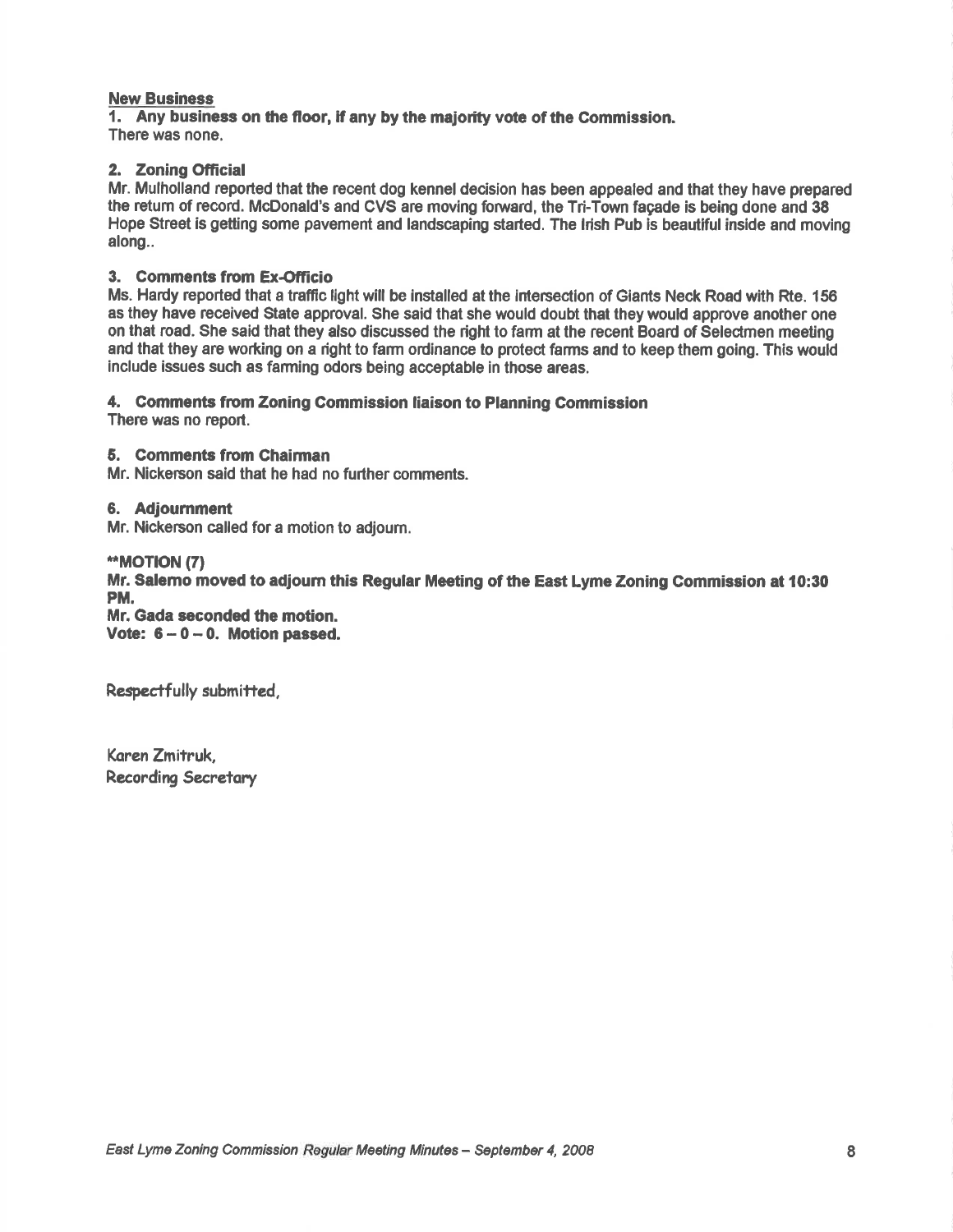**New Business**

**1. Any business on the floor, if any by the majority vote of the Commission.**
There was none.

**2. Zoning Official**
Mr. Mulholland reported that the recent dog kennel decision has been appealed and that they have prepared the return of record. McDonald's and CVS are moving forward, the Tri-Town façade is being done and 38 Hope Street is getting some pavement and landscaping started. The Irish Pub is beautiful inside and moving along..

**3. Comments from Ex-Officio**
Ms. Hardy reported that a traffic light will be installed at the intersection of Giants Neck Road with Rte. 156 as they have received State approval. She said that she would doubt that they would approve another one on that road. She said that they also discussed the right to farm at the recent Board of Selectmen meeting and that they are working on a right to farm ordinance to protect farms and to keep them going. This would include issues such as farming odors being acceptable in those areas.

**4. Comments from Zoning Commission liaison to Planning Commission**
There was no report.

**5. Comments from Chairman**
Mr. Nickerson said that he had no further comments.

**6. Adjournment**
Mr. Nickerson called for a motion to adjourn.

****MOTION (7)**
**Mr. Salerno moved to adjourn this Regular Meeting of the East Lyme Zoning Commission at 10:30 PM.**
**Mr. Gada seconded the motion.**
**Vote: 6 – 0 – 0. Motion passed.**

Respectfully submitted,

Karen Zmitruk,
Recording Secretary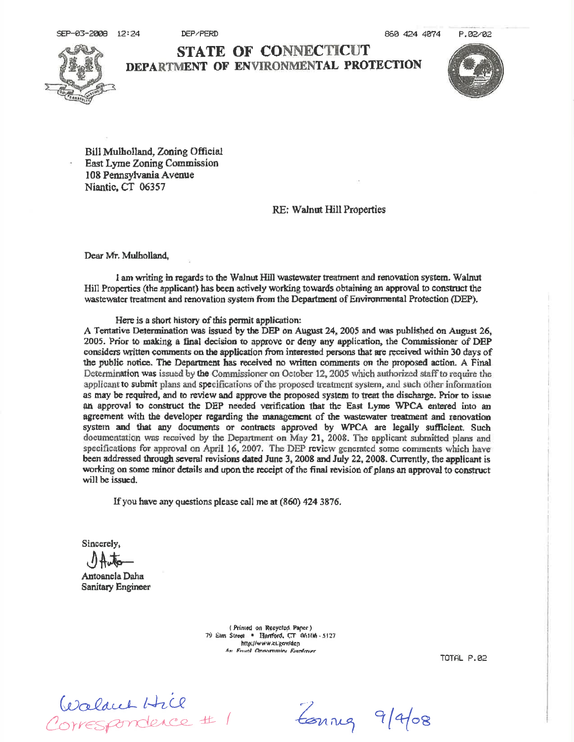# STATE OF CONNECTICUT
## DEPARTMENT OF ENVIRONMENTAL PROTECTION

Bill Mulholland, Zoning Official
East Lyme Zoning Commission
108 Pennsylvania Avenue
Niantic, CT 06357

RE: Walnut Hill Properties

Dear Mr. Mulholland,

I am writing in regards to the Walnut Hill wastewater treatment and renovation system. Walnut Hill Properties (the applicant) has been actively working towards obtaining an approval to construct the wastewater treatment and renovation system from the Department of Environmental Protection (DEP).

Here is a short history of this permit application:
A Tentative Determination was issued by the DEP on August 24, 2005 and was published on August 26, 2005. Prior to making a final decision to approve or deny any application, the Commissioner of DEP considers written comments on the application from interested persons that are received within 30 days of the public notice. The Department has received no written comments on the proposed action. A Final Determination was issued by the Commissioner on October 12, 2005 which authorized staff to require the applicant to submit plans and specifications of the proposed treatment system, and such other information as may be required, and to review and approve the proposed system to treat the discharge. Prior to issue an approval to construct the DEP needed verification that the East Lyme WPCA entered into an agreement with the developer regarding the management of the wastewater treatment and renovation system and that any documents or contracts approved by WPCA are legally sufficient. Such documentation was received by the Department on May 21, 2008. The applicant submitted plans and specifications for approval on April 16, 2007. The DEP review generated some comments which have been addressed through several revisions dated June 3, 2008 and July 22, 2008. Currently, the applicant is working on some minor details and upon the receipt of the final revision of plans an approval to construct will be issued.

If you have any questions please call me at (860) 424 3876.

Sincerely,

Antoanela Daha
Sanitary Engineer

(Printed on Recycled Paper)
79 Elm Street • Hartford, CT 06106-5127
http://www.ct.gov/dep
An Equal Opportunity Employer

Walnut Hill
Correspondence # 1

Zoning 9/4/08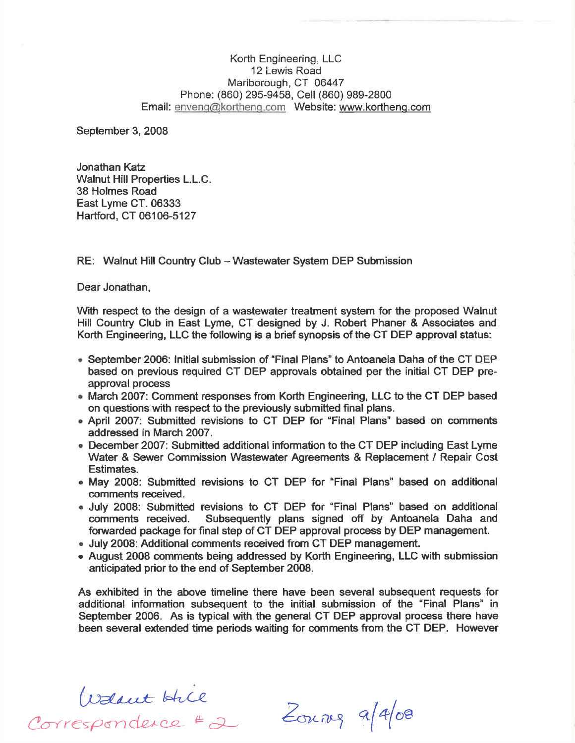Korth Engineering, LLC
12 Lewis Road
Marlborough, CT 06447
Phone: (860) 295-9458, Cell (860) 989-2800
Email: enveng@kortheng.com Website: www.kortheng.com

September 3, 2008

Jonathan Katz
Walnut Hill Properties L.L.C.
38 Holmes Road
East Lyme CT. 06333
Hartford, CT 06106-5127

RE: Walnut Hill Country Club – Wastewater System DEP Submission

Dear Jonathan,

With respect to the design of a wastewater treatment system for the proposed Walnut Hill Country Club in East Lyme, CT designed by J. Robert Phaner & Associates and Korth Engineering, LLC the following is a brief synopsis of the CT DEP approval status:

- September 2006: Initial submission of "Final Plans" to Antoanela Daha of the CT DEP based on previous required CT DEP approvals obtained per the initial CT DEP pre-approval process
- March 2007: Comment responses from Korth Engineering, LLC to the CT DEP based on questions with respect to the previously submitted final plans.
- April 2007: Submitted revisions to CT DEP for "Final Plans" based on comments addressed in March 2007.
- December 2007: Submitted additional information to the CT DEP including East Lyme Water & Sewer Commission Wastewater Agreements & Replacement / Repair Cost Estimates.
- May 2008: Submitted revisions to CT DEP for "Final Plans" based on additional comments received.
- July 2008: Submitted revisions to CT DEP for "Final Plans" based on additional comments received. Subsequently plans signed off by Antoanela Daha and forwarded package for final step of CT DEP approval process by DEP management.
- July 2008: Additional comments received from CT DEP management.
- August 2008 comments being addressed by Korth Engineering, LLC with submission anticipated prior to the end of September 2008.

As exhibited in the above timeline there have been several subsequent requests for additional information subsequent to the initial submission of the "Final Plans" in September 2006. As is typical with the general CT DEP approval process there have been several extended time periods waiting for comments from the CT DEP. However

Walnut Hill
Correspondence #2

Zoning 9/4/08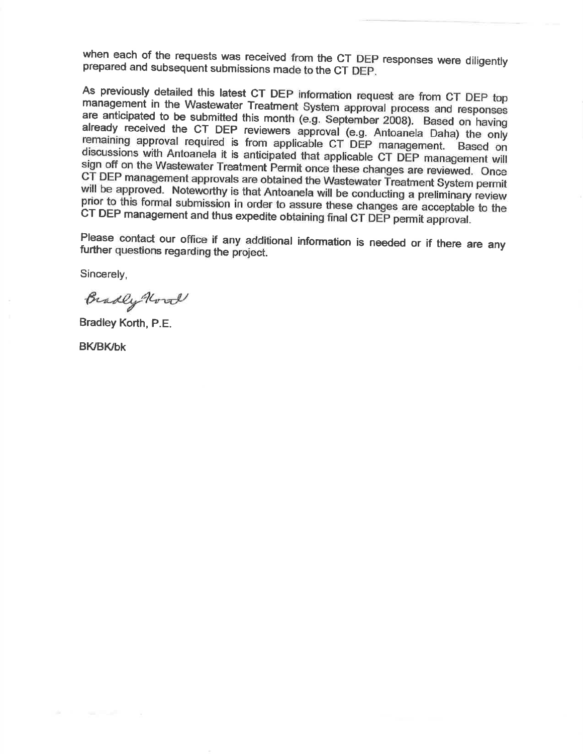when each of the requests was received from the CT DEP responses were diligently prepared and subsequent submissions made to the CT DEP.

As previously detailed this latest CT DEP information request are from CT DEP top management in the Wastewater Treatment System approval process and responses are anticipated to be submitted this month (e.g. September 2008). Based on having already received the CT DEP reviewers approval (e.g. Antoanela Daha) the only remaining approval required is from applicable CT DEP management. Based on discussions with Antoanela it is anticipated that applicable CT DEP management will sign off on the Wastewater Treatment Permit once these changes are reviewed. Once CT DEP management approvals are obtained the Wastewater Treatment System permit will be approved. Noteworthy is that Antoanela will be conducting a preliminary review prior to this formal submission in order to assure these changes are acceptable to the CT DEP management and thus expedite obtaining final CT DEP permit approval.

Please contact our office if any additional information is needed or if there are any further questions regarding the project.

Sincerely,

Bradley Korth

Bradley Korth, P.E.

BK/BK/bk